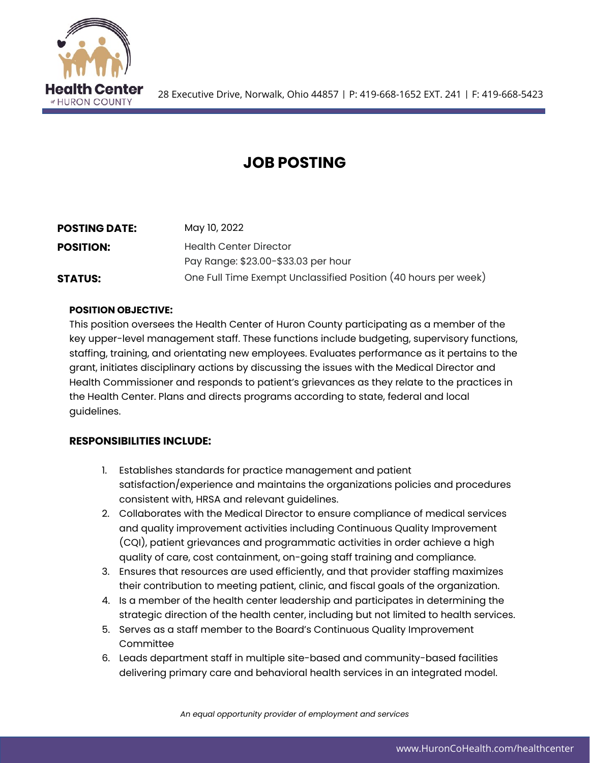Health Center of HURON COUNTY

28 Executive Drive, Norwalk, Ohio 44857 | P: 419-668-1652 EXT. 241 | F: 419-668-5423

# JOB POSTING

| | |
|---|---|
| **POSTING DATE:** | May 10, 2022 |
| **POSITION:** | Health Center Director<br>Pay Range: $23.00-$33.03 per hour |
| **STATUS:** | One Full Time Exempt Unclassified Position (40 hours per week) |

**POSITION OBJECTIVE:**

This position oversees the Health Center of Huron County participating as a member of the key upper-level management staff. These functions include budgeting, supervisory functions, staffing, training, and orientating new employees. Evaluates performance as it pertains to the grant, initiates disciplinary actions by discussing the issues with the Medical Director and Health Commissioner and responds to patient's grievances as they relate to the practices in the Health Center. Plans and directs programs according to state, federal and local guidelines.

**RESPONSIBILITIES INCLUDE:**

1. Establishes standards for practice management and patient satisfaction/experience and maintains the organizations policies and procedures consistent with, HRSA and relevant guidelines.
2. Collaborates with the Medical Director to ensure compliance of medical services and quality improvement activities including Continuous Quality Improvement (CQI), patient grievances and programmatic activities in order achieve a high quality of care, cost containment, on-going staff training and compliance.
3. Ensures that resources are used efficiently, and that provider staffing maximizes their contribution to meeting patient, clinic, and fiscal goals of the organization.
4. Is a member of the health center leadership and participates in determining the strategic direction of the health center, including but not limited to health services.
5. Serves as a staff member to the Board's Continuous Quality Improvement Committee
6. Leads department staff in multiple site-based and community-based facilities delivering primary care and behavioral health services in an integrated model.

*An equal opportunity provider of employment and services*

www.HuronCoHealth.com/healthcenter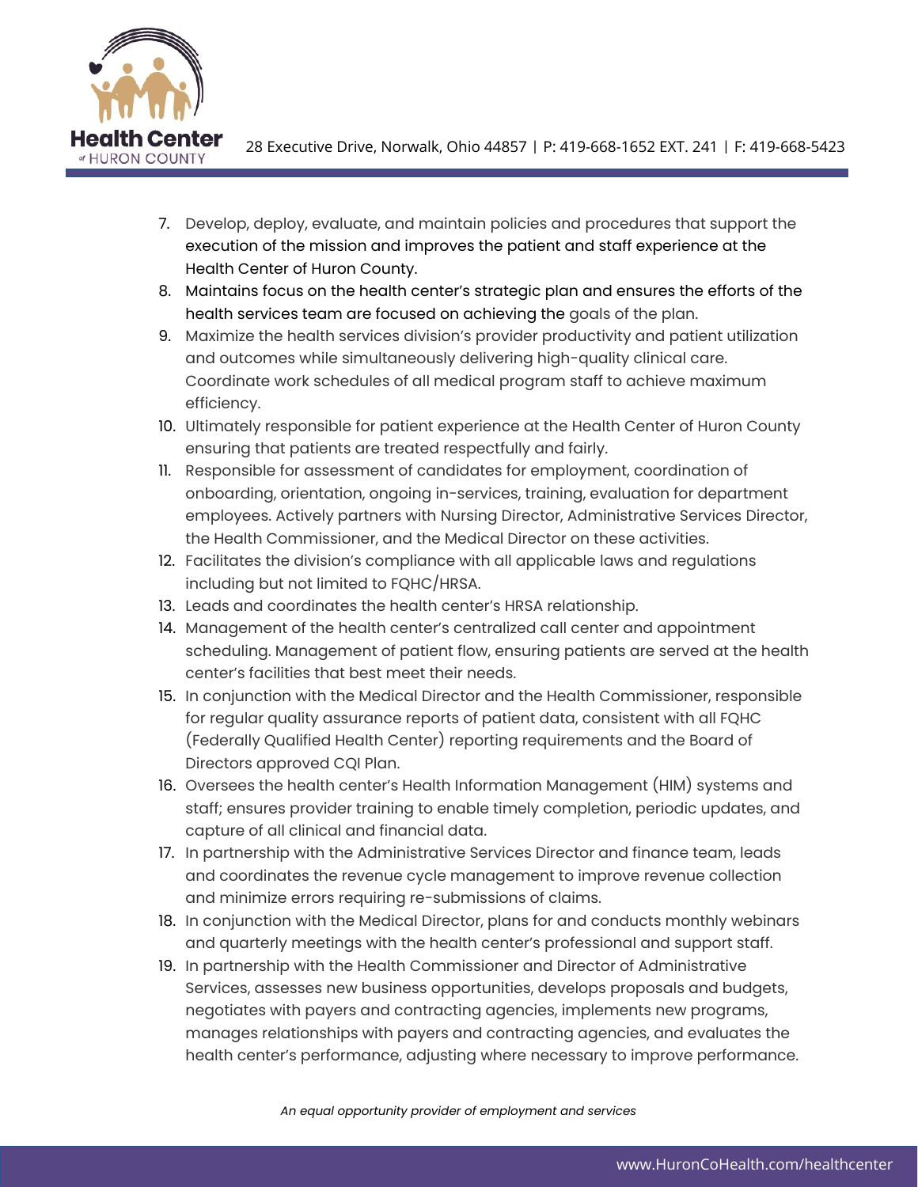7. Develop, deploy, evaluate, and maintain policies and procedures that support the execution of the mission and improves the patient and staff experience at the Health Center of Huron County.
8. Maintains focus on the health center's strategic plan and ensures the efforts of the health services team are focused on achieving the goals of the plan.
9. Maximize the health services division's provider productivity and patient utilization and outcomes while simultaneously delivering high-quality clinical care. Coordinate work schedules of all medical program staff to achieve maximum efficiency.
10. Ultimately responsible for patient experience at the Health Center of Huron County ensuring that patients are treated respectfully and fairly.
11. Responsible for assessment of candidates for employment, coordination of onboarding, orientation, ongoing in-services, training, evaluation for department employees. Actively partners with Nursing Director, Administrative Services Director, the Health Commissioner, and the Medical Director on these activities.
12. Facilitates the division's compliance with all applicable laws and regulations including but not limited to FQHC/HRSA.
13. Leads and coordinates the health center's HRSA relationship.
14. Management of the health center's centralized call center and appointment scheduling. Management of patient flow, ensuring patients are served at the health center's facilities that best meet their needs.
15. In conjunction with the Medical Director and the Health Commissioner, responsible for regular quality assurance reports of patient data, consistent with all FQHC (Federally Qualified Health Center) reporting requirements and the Board of Directors approved CQI Plan.
16. Oversees the health center's Health Information Management (HIM) systems and staff; ensures provider training to enable timely completion, periodic updates, and capture of all clinical and financial data.
17. In partnership with the Administrative Services Director and finance team, leads and coordinates the revenue cycle management to improve revenue collection and minimize errors requiring re-submissions of claims.
18. In conjunction with the Medical Director, plans for and conducts monthly webinars and quarterly meetings with the health center's professional and support staff.
19. In partnership with the Health Commissioner and Director of Administrative Services, assesses new business opportunities, develops proposals and budgets, negotiates with payers and contracting agencies, implements new programs, manages relationships with payers and contracting agencies, and evaluates the health center's performance, adjusting where necessary to improve performance.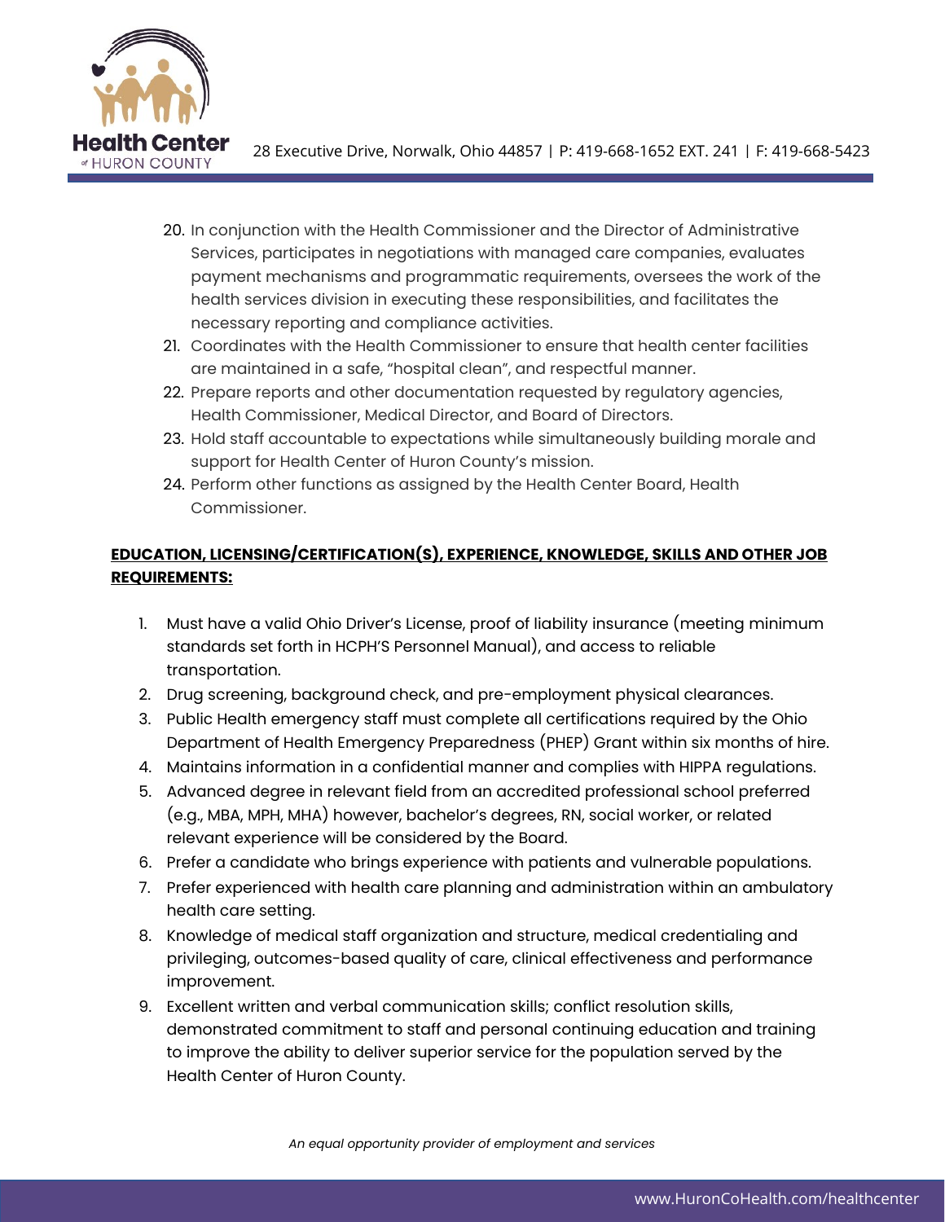20. In conjunction with the Health Commissioner and the Director of Administrative Services, participates in negotiations with managed care companies, evaluates payment mechanisms and programmatic requirements, oversees the work of the health services division in executing these responsibilities, and facilitates the necessary reporting and compliance activities.
21. Coordinates with the Health Commissioner to ensure that health center facilities are maintained in a safe, "hospital clean", and respectful manner.
22. Prepare reports and other documentation requested by regulatory agencies, Health Commissioner, Medical Director, and Board of Directors.
23. Hold staff accountable to expectations while simultaneously building morale and support for Health Center of Huron County's mission.
24. Perform other functions as assigned by the Health Center Board, Health Commissioner.

**EDUCATION, LICENSING/CERTIFICATION(S), EXPERIENCE, KNOWLEDGE, SKILLS AND OTHER JOB REQUIREMENTS:**

1. Must have a valid Ohio Driver's License, proof of liability insurance (meeting minimum standards set forth in HCPH'S Personnel Manual), and access to reliable transportation.
2. Drug screening, background check, and pre-employment physical clearances.
3. Public Health emergency staff must complete all certifications required by the Ohio Department of Health Emergency Preparedness (PHEP) Grant within six months of hire.
4. Maintains information in a confidential manner and complies with HIPPA regulations.
5. Advanced degree in relevant field from an accredited professional school preferred (e.g., MBA, MPH, MHA) however, bachelor's degrees, RN, social worker, or related relevant experience will be considered by the Board.
6. Prefer a candidate who brings experience with patients and vulnerable populations.
7. Prefer experienced with health care planning and administration within an ambulatory health care setting.
8. Knowledge of medical staff organization and structure, medical credentialing and privileging, outcomes-based quality of care, clinical effectiveness and performance improvement.
9. Excellent written and verbal communication skills; conflict resolution skills, demonstrated commitment to staff and personal continuing education and training to improve the ability to deliver superior service for the population served by the Health Center of Huron County.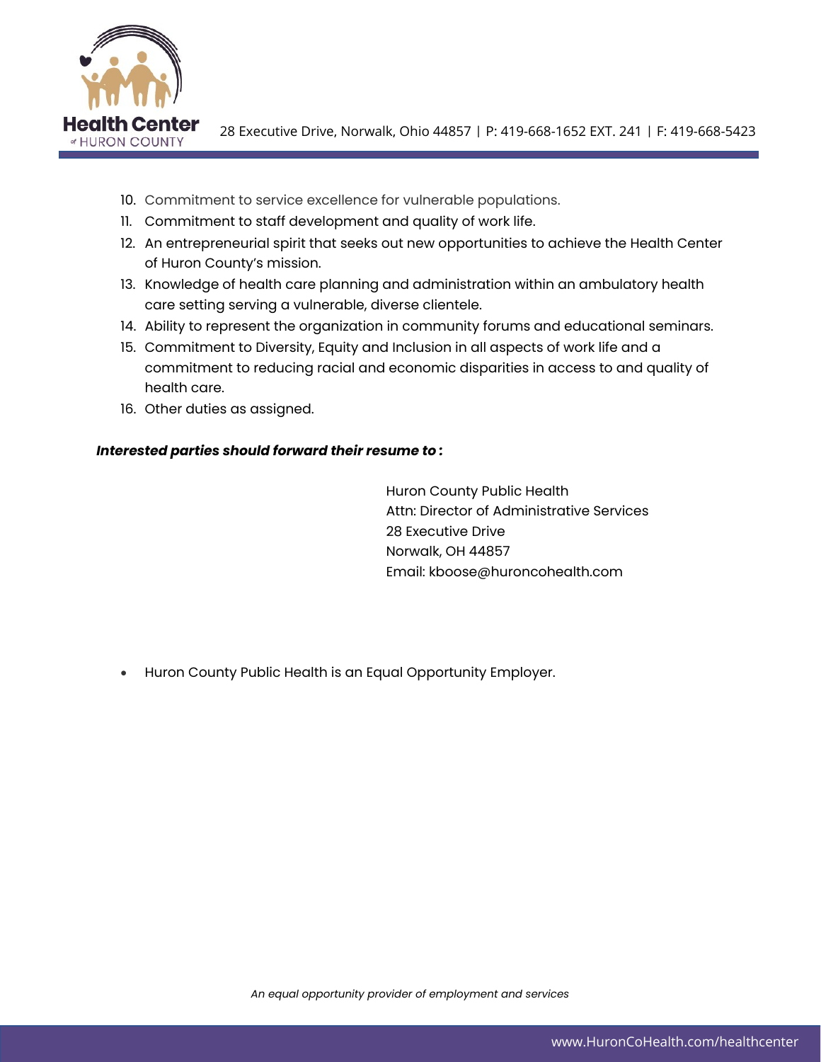10. Commitment to service excellence for vulnerable populations.
11. Commitment to staff development and quality of work life.
12. An entrepreneurial spirit that seeks out new opportunities to achieve the Health Center of Huron County's mission.
13. Knowledge of health care planning and administration within an ambulatory health care setting serving a vulnerable, diverse clientele.
14. Ability to represent the organization in community forums and educational seminars.
15. Commitment to Diversity, Equity and Inclusion in all aspects of work life and a commitment to reducing racial and economic disparities in access to and quality of health care.
16. Other duties as assigned.

***Interested parties should forward their resume to :***

Huron County Public Health
Attn: Director of Administrative Services
28 Executive Drive
Norwalk, OH 44857
Email: kboose@huroncohealth.com

- Huron County Public Health is an Equal Opportunity Employer.